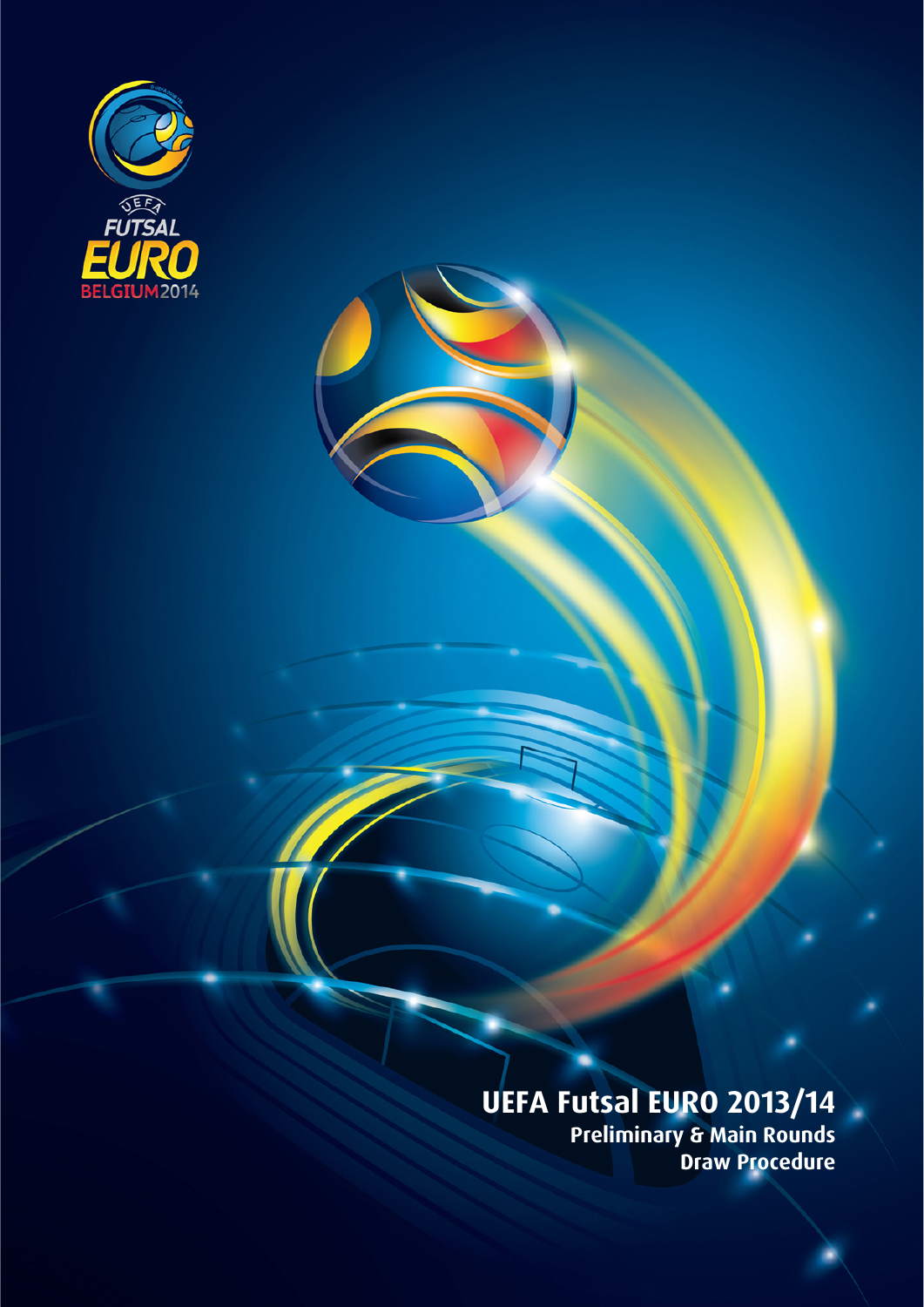UEFA FUTSAL EURO BELGIUM 2014

# UEFA Futsal EURO 2013/14

**Preliminary & Main Rounds**

**Draw Procedure**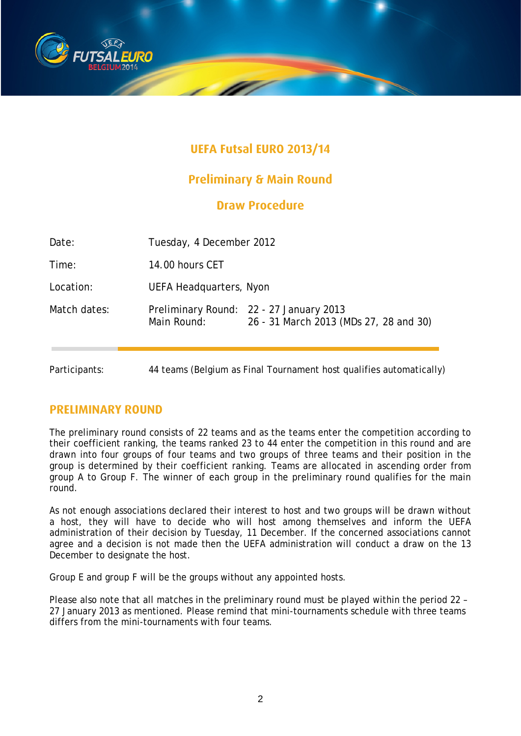# UEFA Futsal EURO 2013/14

## Preliminary & Main Round

## Draw Procedure

| | |
|---|---|
| Date: | Tuesday, 4 December 2012 |
| Time: | 14.00 hours CET |
| Location: | UEFA Headquarters, Nyon |
| Match dates: | Preliminary Round: 22 - 27 January 2013<br>Main Round: 26 - 31 March 2013 (MDs 27, 28 and 30) |

Participants: 44 teams (Belgium as Final Tournament host qualifies automatically)

## PRELIMINARY ROUND

The preliminary round consists of 22 teams and as the teams enter the competition according to their coefficient ranking, the teams ranked 23 to 44 enter the competition in this round and are drawn into four groups of four teams and two groups of three teams and their position in the group is determined by their coefficient ranking. Teams are allocated in ascending order from group A to Group F. The winner of each group in the preliminary round qualifies for the main round.

As not enough associations declared their interest to host and two groups will be drawn without a host, they will have to decide who will host among themselves and inform the UEFA administration of their decision by Tuesday, 11 December. If the concerned associations cannot agree and a decision is not made then the UEFA administration will conduct a draw on the 13 December to designate the host.

Group E and group F will be the groups without any appointed hosts.

Please also note that all matches in the preliminary round must be played within the period 22 – 27 January 2013 as mentioned. Please remind that mini-tournaments schedule with three teams differs from the mini-tournaments with four teams.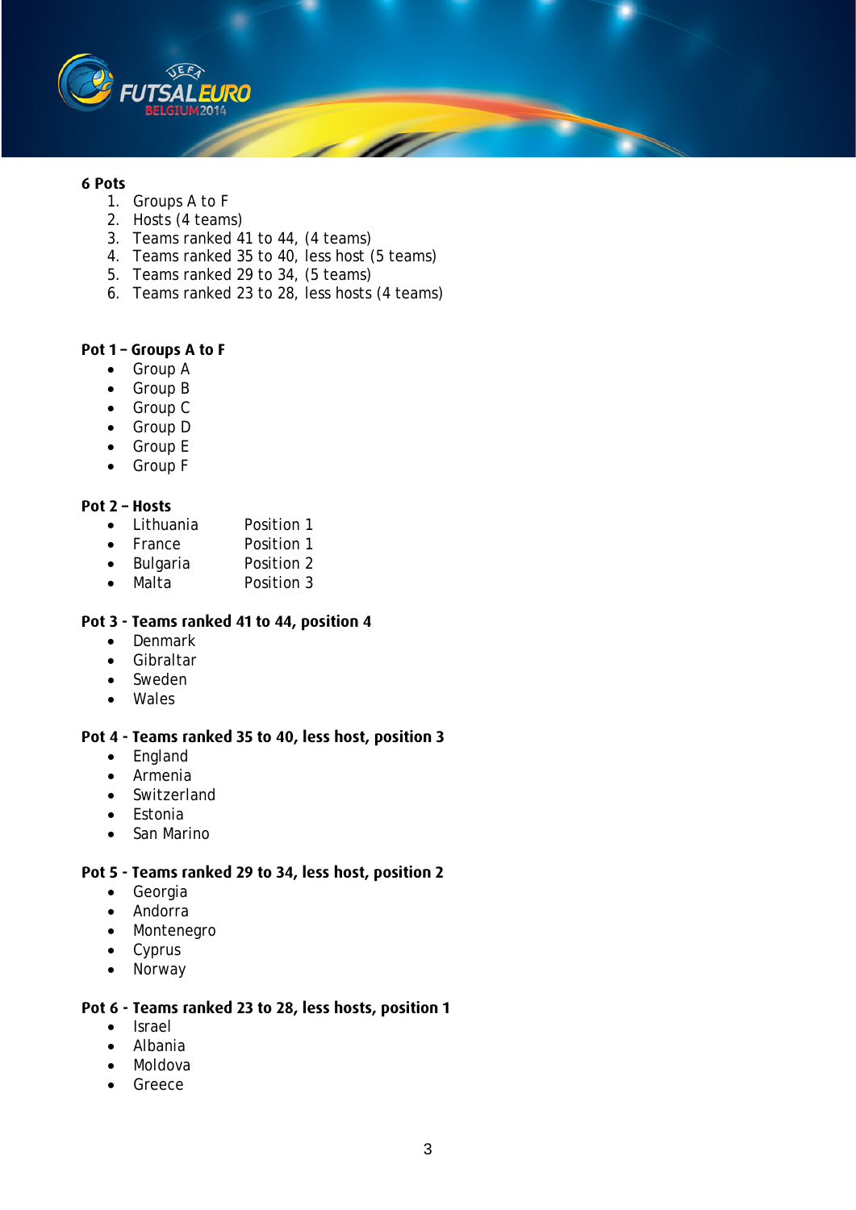**6 Pots**

1. Groups A to F
2. Hosts (4 teams)
3. Teams ranked 41 to 44, (4 teams)
4. Teams ranked 35 to 40, less host (5 teams)
5. Teams ranked 29 to 34, (5 teams)
6. Teams ranked 23 to 28, less hosts (4 teams)

**Pot 1 – Groups A to F**

- Group A
- Group B
- Group C
- Group D
- Group E
- Group F

**Pot 2 – Hosts**

- Lithuania Position 1
- France Position 1
- Bulgaria Position 2
- Malta Position 3

**Pot 3 - Teams ranked 41 to 44, position 4**

- Denmark
- Gibraltar
- Sweden
- Wales

**Pot 4 - Teams ranked 35 to 40, less host, position 3**

- England
- Armenia
- Switzerland
- Estonia
- San Marino

**Pot 5 - Teams ranked 29 to 34, less host, position 2**

- Georgia
- Andorra
- Montenegro
- Cyprus
- Norway

**Pot 6 - Teams ranked 23 to 28, less hosts, position 1**

- Israel
- Albania
- Moldova
- Greece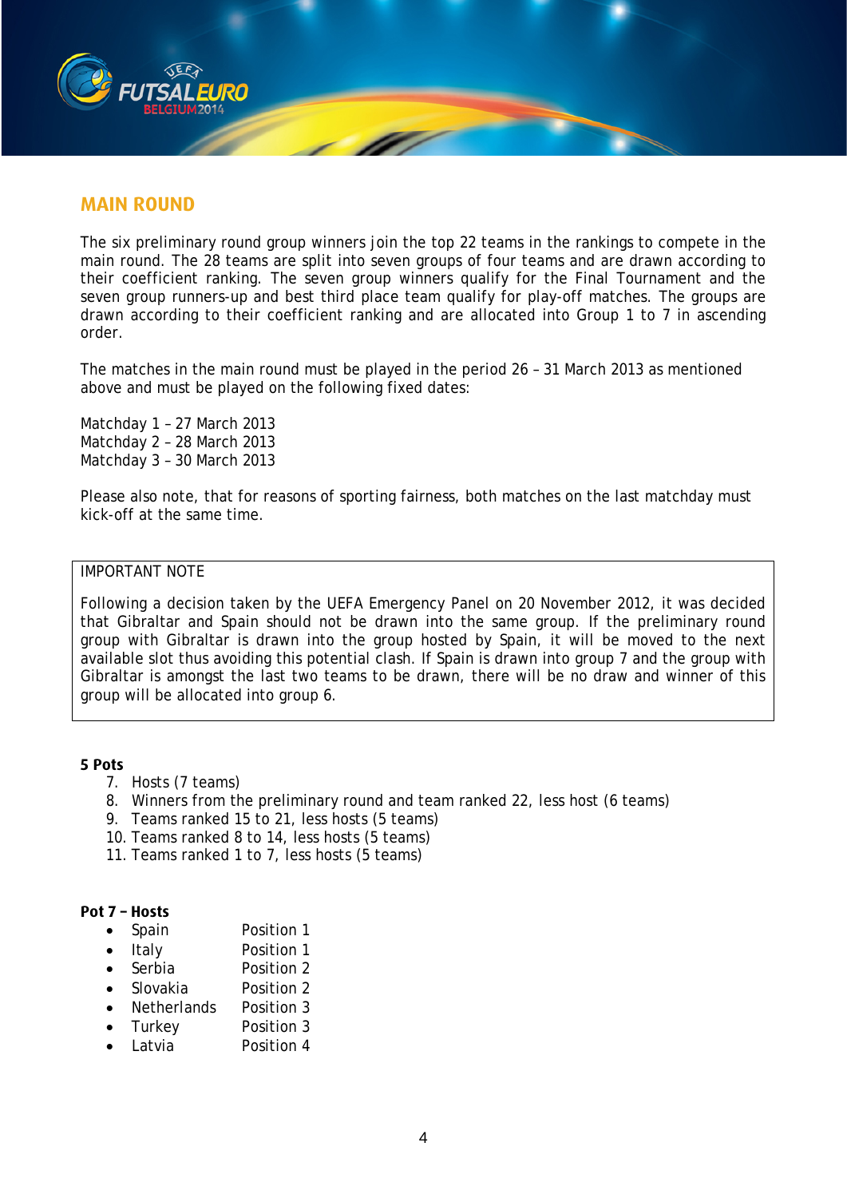## MAIN ROUND

The six preliminary round group winners join the top 22 teams in the rankings to compete in the main round. The 28 teams are split into seven groups of four teams and are drawn according to their coefficient ranking. The seven group winners qualify for the Final Tournament and the seven group runners-up and best third place team qualify for play-off matches. The groups are drawn according to their coefficient ranking and are allocated into Group 1 to 7 in ascending order.

The matches in the main round must be played in the period 26 – 31 March 2013 as mentioned above and must be played on the following fixed dates:

Matchday 1 – 27 March 2013
Matchday 2 – 28 March 2013
Matchday 3 – 30 March 2013

Please also note, that for reasons of sporting fairness, both matches on the last matchday must kick-off at the same time.

IMPORTANT NOTE

Following a decision taken by the UEFA Emergency Panel on 20 November 2012, it was decided that Gibraltar and Spain should not be drawn into the same group. If the preliminary round group with Gibraltar is drawn into the group hosted by Spain, it will be moved to the next available slot thus avoiding this potential clash. If Spain is drawn into group 7 and the group with Gibraltar is amongst the last two teams to be drawn, there will be no draw and winner of this group will be allocated into group 6.

**5 Pots**

7. Hosts (7 teams)
8. Winners from the preliminary round and team ranked 22, less host (6 teams)
9. Teams ranked 15 to 21, less hosts (5 teams)
10. Teams ranked 8 to 14, less hosts (5 teams)
11. Teams ranked 1 to 7, less hosts (5 teams)

**Pot 7 – Hosts**

- Spain Position 1
- Italy Position 1
- Serbia Position 2
- Slovakia Position 2
- Netherlands Position 3
- Turkey Position 3
- Latvia Position 4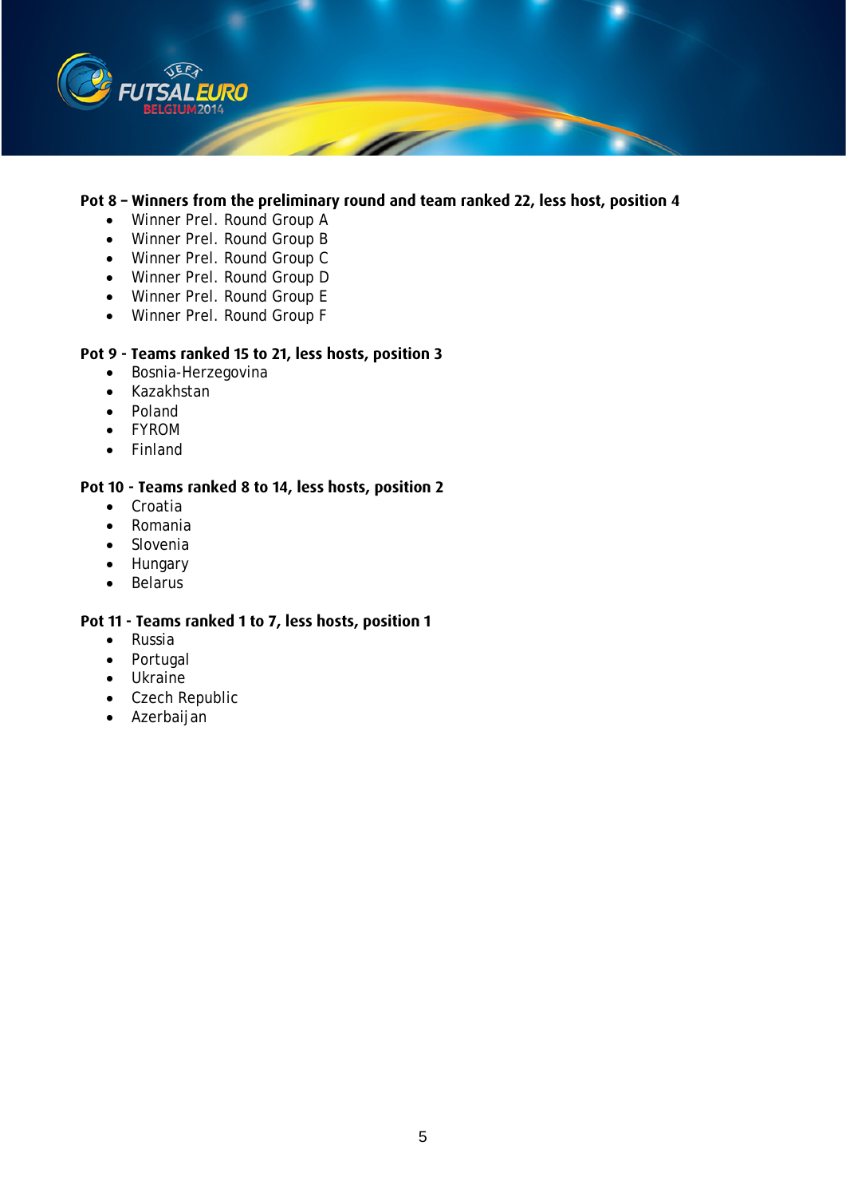**Pot 8 – Winners from the preliminary round and team ranked 22, less host, position 4**

- Winner Prel. Round Group A
- Winner Prel. Round Group B
- Winner Prel. Round Group C
- Winner Prel. Round Group D
- Winner Prel. Round Group E
- Winner Prel. Round Group F

**Pot 9 - Teams ranked 15 to 21, less hosts, position 3**

- Bosnia-Herzegovina
- Kazakhstan
- Poland
- FYROM
- Finland

**Pot 10 - Teams ranked 8 to 14, less hosts, position 2**

- Croatia
- Romania
- Slovenia
- Hungary
- Belarus

**Pot 11 - Teams ranked 1 to 7, less hosts, position 1**

- Russia
- Portugal
- Ukraine
- Czech Republic
- Azerbaijan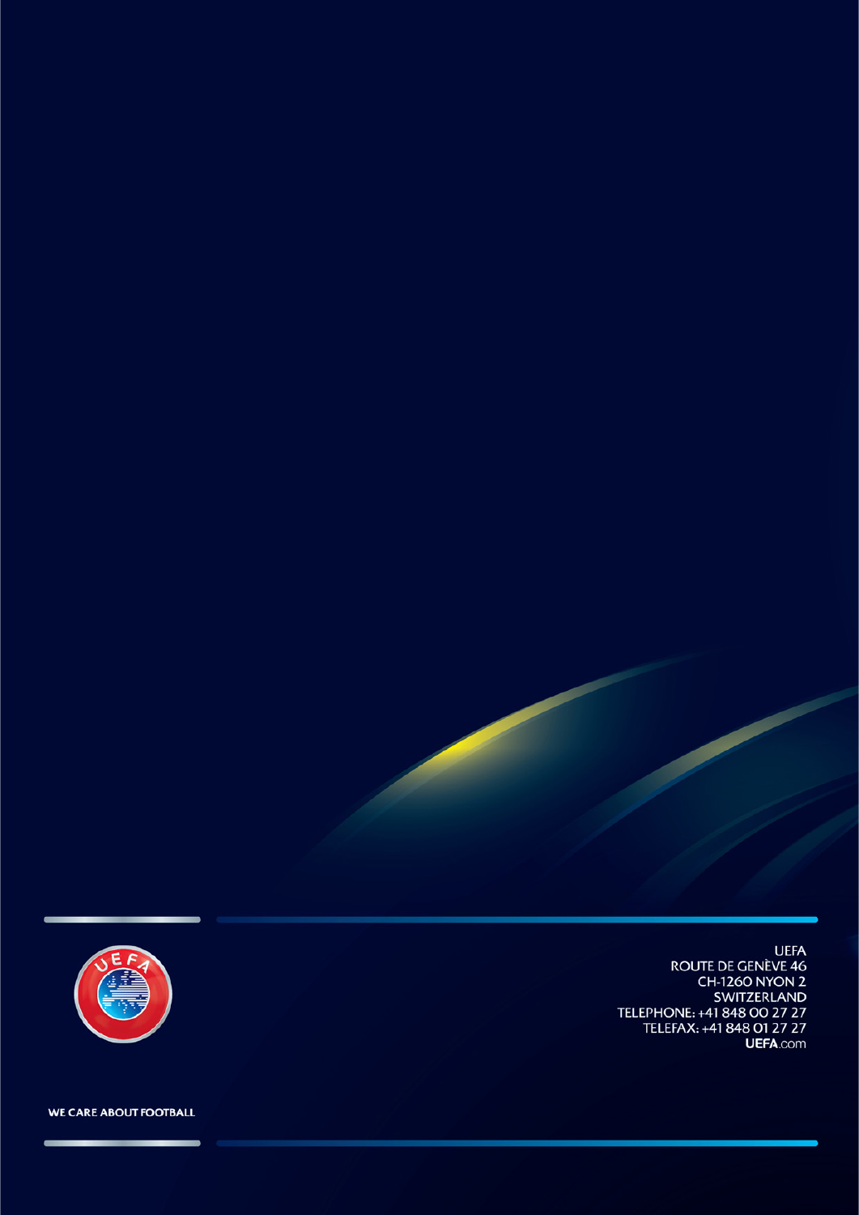UEFA
ROUTE DE GENÈVE 46
CH-1260 NYON 2
SWITZERLAND
TELEPHONE: +41 848 00 27 27
TELEFAX: +41 848 01 27 27
UEFA.com

WE CARE ABOUT FOOTBALL